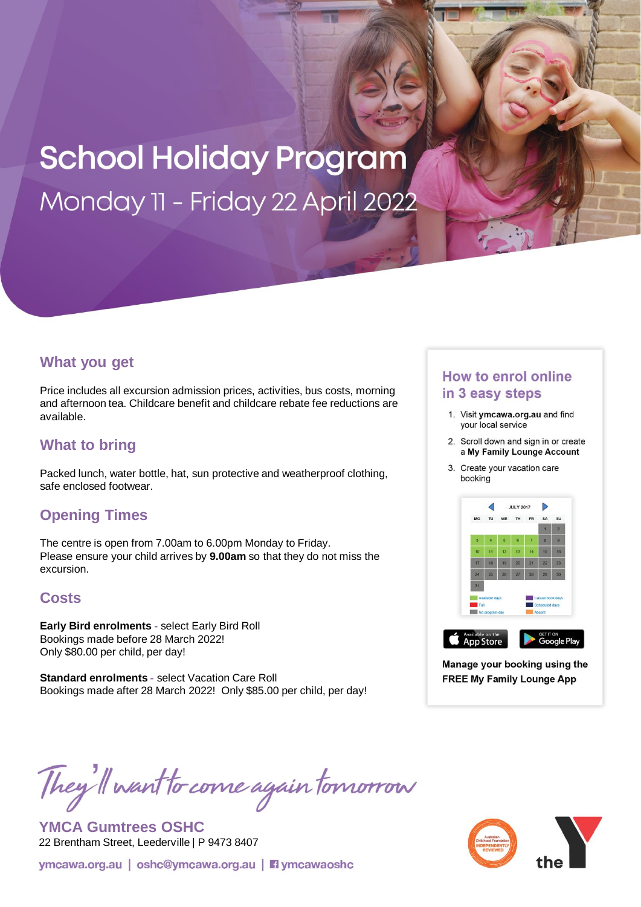# School Holiday Program

Monday 11 - Friday 22 April 2022

## What you get

Price includes all excursion admission prices, activities, bus costs, morning and afternoon tea. Childcare benefit and childcare rebate fee reductions are available.

## What to bring

Packed lunch, water bottle, hat, sun protective and weatherproof clothing, safe enclosed footwear.

## Opening Times

The centre is open from 7.00am to 6.00pm Monday to Friday.
Please ensure your child arrives by **9.00am** so that they do not miss the excursion.

## Costs

**Early Bird enrolments** - select Early Bird Roll
Bookings made before 28 March 2022!
Only $80.00 per child, per day!

**Standard enrolments** - select Vacation Care Roll
Bookings made after 28 March 2022! Only $85.00 per child, per day!

## How to enrol online in 3 easy steps

1. Visit **ymcawa.org.au** and find your local service
2. Scroll down and sign in or create a **My Family Lounge Account**
3. Create your vacation care booking

**Manage your booking using the FREE My Family Lounge App**

*They'll want to come again tomorrow*

**YMCA Gumtrees OSHC**
22 Brentham Street, Leederville | P 9473 8407

ymcawa.org.au | oshc@ymcawa.org.au | ymcawaoshc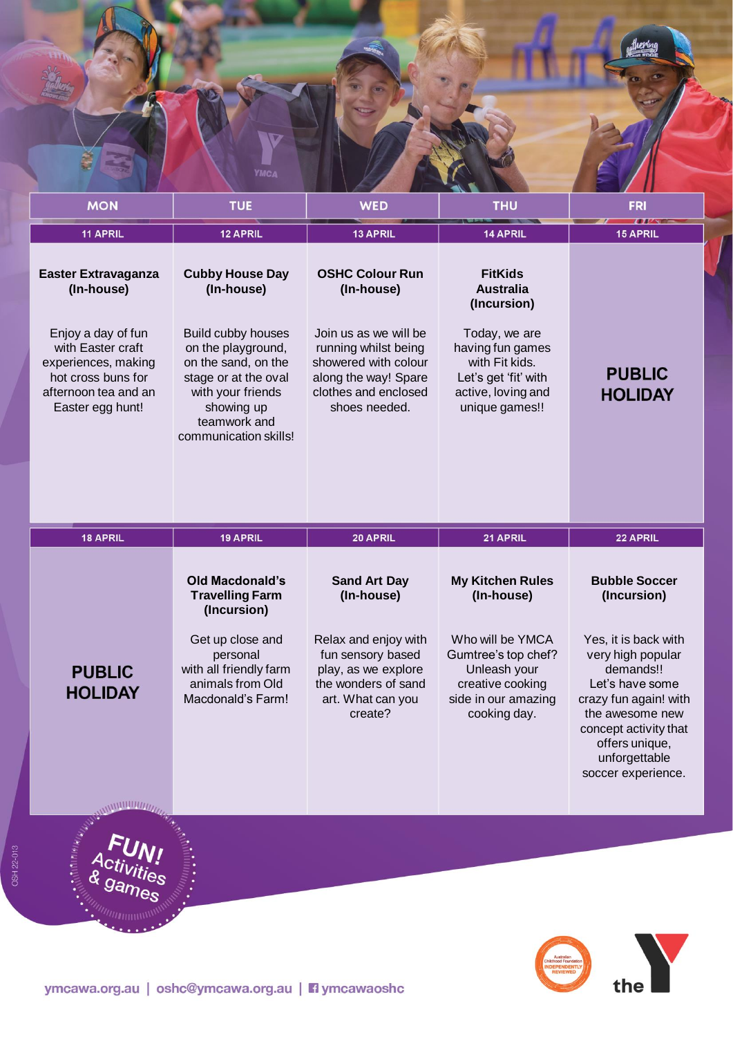| MON | TUE | WED | THU | FRI |
|---|---|---|---|---|
| 11 APRIL | 12 APRIL | 13 APRIL | 14 APRIL | 15 APRIL |
| **Easter Extravaganza (In-house)**<br><br>Enjoy a day of fun with Easter craft experiences, making hot cross buns for afternoon tea and an Easter egg hunt! | **Cubby House Day (In-house)**<br><br>Build cubby houses on the playground, on the sand, on the stage or at the oval with your friends showing up teamwork and communication skills! | **OSHC Colour Run (In-house)**<br><br>Join us as we will be running whilst being showered with colour along the way! Spare clothes and enclosed shoes needed. | **FitKids Australia (Incursion)**<br><br>Today, we are having fun games with Fit kids. Let's get 'fit' with active, loving and unique games!! | **PUBLIC HOLIDAY** |
| 18 APRIL | 19 APRIL | 20 APRIL | 21 APRIL | 22 APRIL |
| **PUBLIC HOLIDAY** | **Old Macdonald's Travelling Farm (Incursion)**<br><br>Get up close and personal with all friendly farm animals from Old Macdonald's Farm! | **Sand Art Day (In-house)**<br><br>Relax and enjoy with fun sensory based play, as we explore the wonders of sand art. What can you create? | **My Kitchen Rules (In-house)**<br><br>Who will be YMCA Gumtree's top chef? Unleash your creative cooking side in our amazing cooking day. | **Bubble Soccer (Incursion)**<br><br>Yes, it is back with very high popular demands!! Let's have some crazy fun again! with the awesome new concept activity that offers unique, unforgettable soccer experience. |

FUN! Activities & games

OSH 22-013

ymcawa.org.au | oshc@ymcawa.org.au | ymcawaoshc